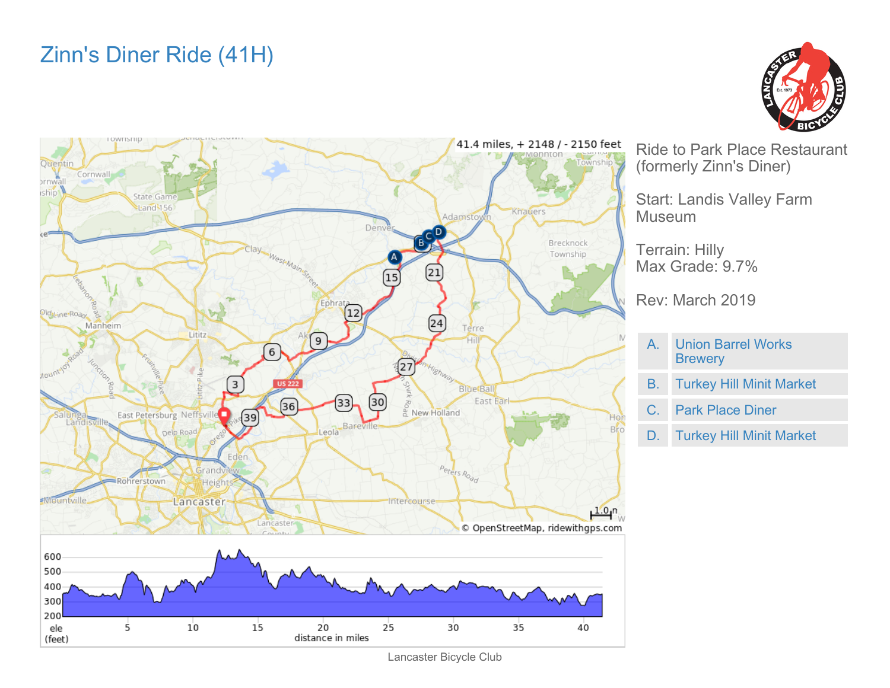# Zinn's Diner Ride (41H)

41.4 miles, + 2148 / - 2150 feet

Ride to Park Place Restaurant (formerly Zinn's Diner)

Start: Landis Valley Farm Museum

Terrain: Hilly
Max Grade: 9.7%

Rev: March 2019

| | |
|---|---|
| A. | Union Barrel Works Brewery |
| B. | Turkey Hill Minit Market |
| C. | Park Place Diner |
| D. | Turkey Hill Minit Market |

Lancaster Bicycle Club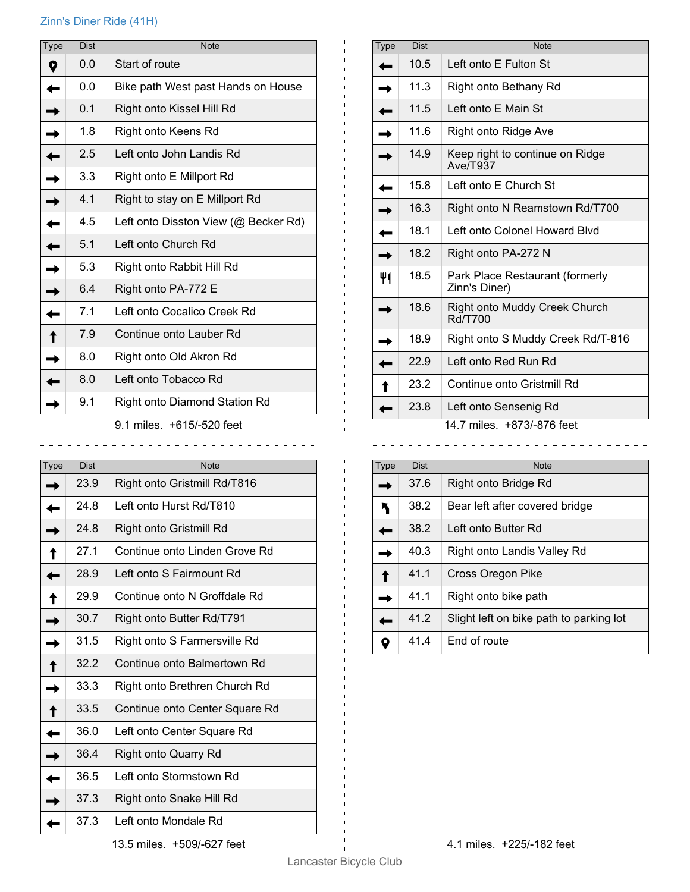Zinn's Diner Ride (41H)

| Type | Dist | Note |
|---|---|---|
| Start | 0.0 | Start of route |
| Left | 0.0 | Bike path West past Hands on House |
| Right | 0.1 | Right onto Kissel Hill Rd |
| Right | 1.8 | Right onto Keens Rd |
| Left | 2.5 | Left onto John Landis Rd |
| Right | 3.3 | Right onto E Millport Rd |
| Right | 4.1 | Right to stay on E Millport Rd |
| Left | 4.5 | Left onto Disston View (@ Becker Rd) |
| Left | 5.1 | Left onto Church Rd |
| Right | 5.3 | Right onto Rabbit Hill Rd |
| Right | 6.4 | Right onto PA-772 E |
| Left | 7.1 | Left onto Cocalico Creek Rd |
| Straight | 7.9 | Continue onto Lauber Rd |
| Right | 8.0 | Right onto Old Akron Rd |
| Left | 8.0 | Left onto Tobacco Rd |
| Right | 9.1 | Right onto Diamond Station Rd |

9.1 miles. +615/-520 feet

| Type | Dist | Note |
|---|---|---|
| Left | 10.5 | Left onto E Fulton St |
| Right | 11.3 | Right onto Bethany Rd |
| Left | 11.5 | Left onto E Main St |
| Right | 11.6 | Right onto Ridge Ave |
| Right | 14.9 | Keep right to continue on Ridge Ave/T937 |
| Left | 15.8 | Left onto E Church St |
| Right | 16.3 | Right onto N Reamstown Rd/T700 |
| Left | 18.1 | Left onto Colonel Howard Blvd |
| Right | 18.2 | Right onto PA-272 N |
| Food | 18.5 | Park Place Restaurant (formerly Zinn's Diner) |
| Right | 18.6 | Right onto Muddy Creek Church Rd/T700 |
| Right | 18.9 | Right onto S Muddy Creek Rd/T-816 |
| Left | 22.9 | Left onto Red Run Rd |
| Straight | 23.2 | Continue onto Gristmill Rd |
| Left | 23.8 | Left onto Sensenig Rd |

14.7 miles. +873/-876 feet

| Type | Dist | Note |
|---|---|---|
| Right | 23.9 | Right onto Gristmill Rd/T816 |
| Left | 24.8 | Left onto Hurst Rd/T810 |
| Right | 24.8 | Right onto Gristmill Rd |
| Straight | 27.1 | Continue onto Linden Grove Rd |
| Left | 28.9 | Left onto S Fairmount Rd |
| Straight | 29.9 | Continue onto N Groffdale Rd |
| Right | 30.7 | Right onto Butter Rd/T791 |
| Right | 31.5 | Right onto S Farmersville Rd |
| Straight | 32.2 | Continue onto Balmertown Rd |
| Right | 33.3 | Right onto Brethren Church Rd |
| Straight | 33.5 | Continue onto Center Square Rd |
| Left | 36.0 | Left onto Center Square Rd |
| Right | 36.4 | Right onto Quarry Rd |
| Left | 36.5 | Left onto Stormstown Rd |
| Right | 37.3 | Right onto Snake Hill Rd |
| Left | 37.3 | Left onto Mondale Rd |

13.5 miles. +509/-627 feet

| Type | Dist | Note |
|---|---|---|
| Right | 37.6 | Right onto Bridge Rd |
| Bear left | 38.2 | Bear left after covered bridge |
| Left | 38.2 | Left onto Butter Rd |
| Right | 40.3 | Right onto Landis Valley Rd |
| Straight | 41.1 | Cross Oregon Pike |
| Right | 41.1 | Right onto bike path |
| Left | 41.2 | Slight left on bike path to parking lot |
| End | 41.4 | End of route |

4.1 miles. +225/-182 feet

Lancaster Bicycle Club